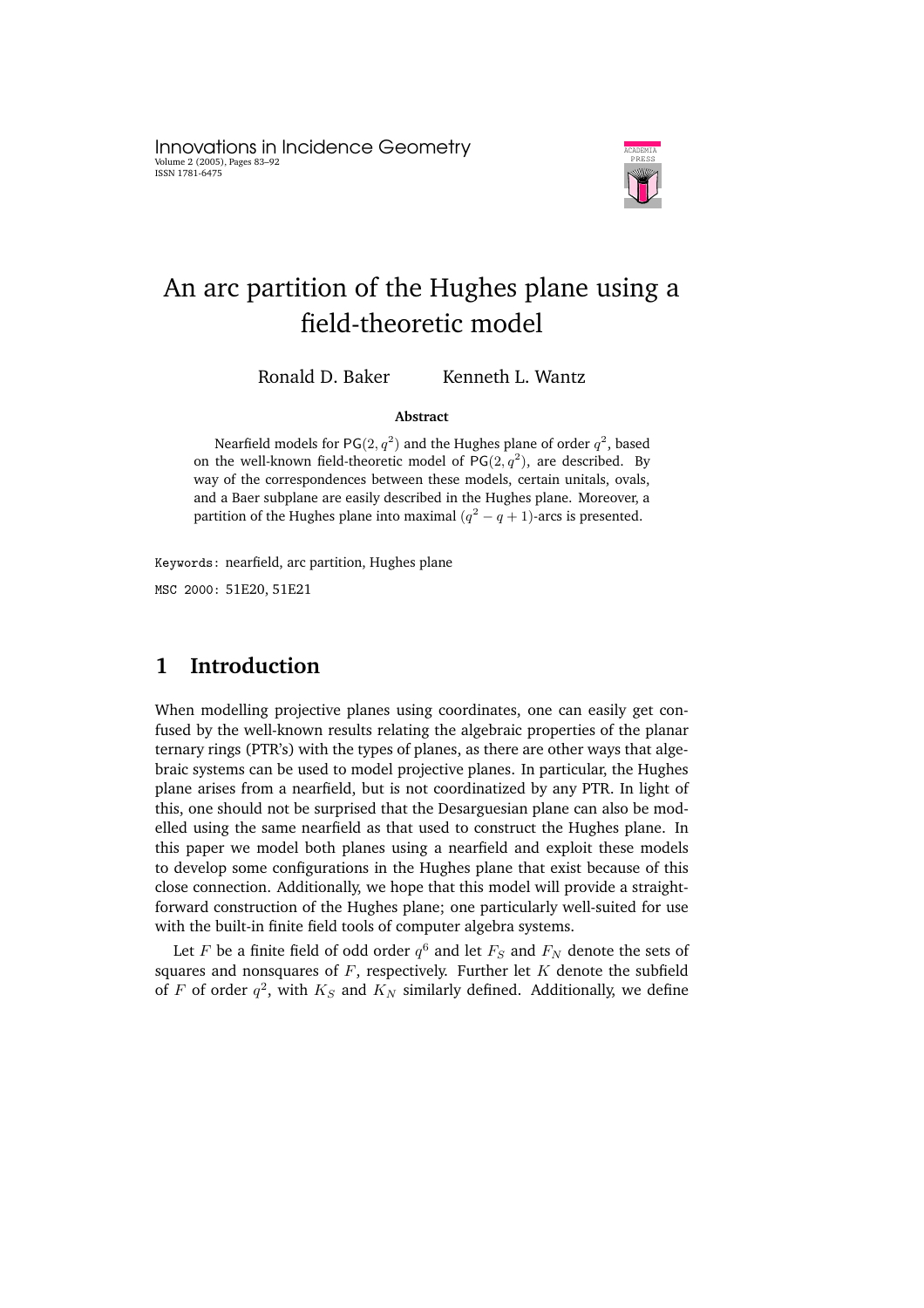# An arc partition of the Hughes plane using a field-theoretic model

Ronald D. Baker Kenneth L. Wantz

**Abstract**

Nearfield models for $\mathsf{PG}(2,q^2)$ and the Hughes plane of order $q^2$, based on the well-known field-theoretic model of $\mathsf{PG}(2,q^2)$, are described. By way of the correspondences between these models, certain unitals, ovals, and a Baer subplane are easily described in the Hughes plane. Moreover, a partition of the Hughes plane into maximal $(q^2-q+1)$-arcs is presented.

Keywords: nearfield, arc partition, Hughes plane

MSC 2000: 51E20, 51E21

## 1 Introduction

When modelling projective planes using coordinates, one can easily get confused by the well-known results relating the algebraic properties of the planar ternary rings (PTR's) with the types of planes, as there are other ways that algebraic systems can be used to model projective planes. In particular, the Hughes plane arises from a nearfield, but is not coordinatized by any PTR. In light of this, one should not be surprised that the Desarguesian plane can also be modelled using the same nearfield as that used to construct the Hughes plane. In this paper we model both planes using a nearfield and exploit these models to develop some configurations in the Hughes plane that exist because of this close connection. Additionally, we hope that this model will provide a straightforward construction of the Hughes plane; one particularly well-suited for use with the built-in finite field tools of computer algebra systems.

Let $F$ be a finite field of odd order $q^6$ and let $F_S$ and $F_N$ denote the sets of squares and nonsquares of $F$, respectively. Further let $K$ denote the subfield of $F$ of order $q^2$, with $K_S$ and $K_N$ similarly defined. Additionally, we define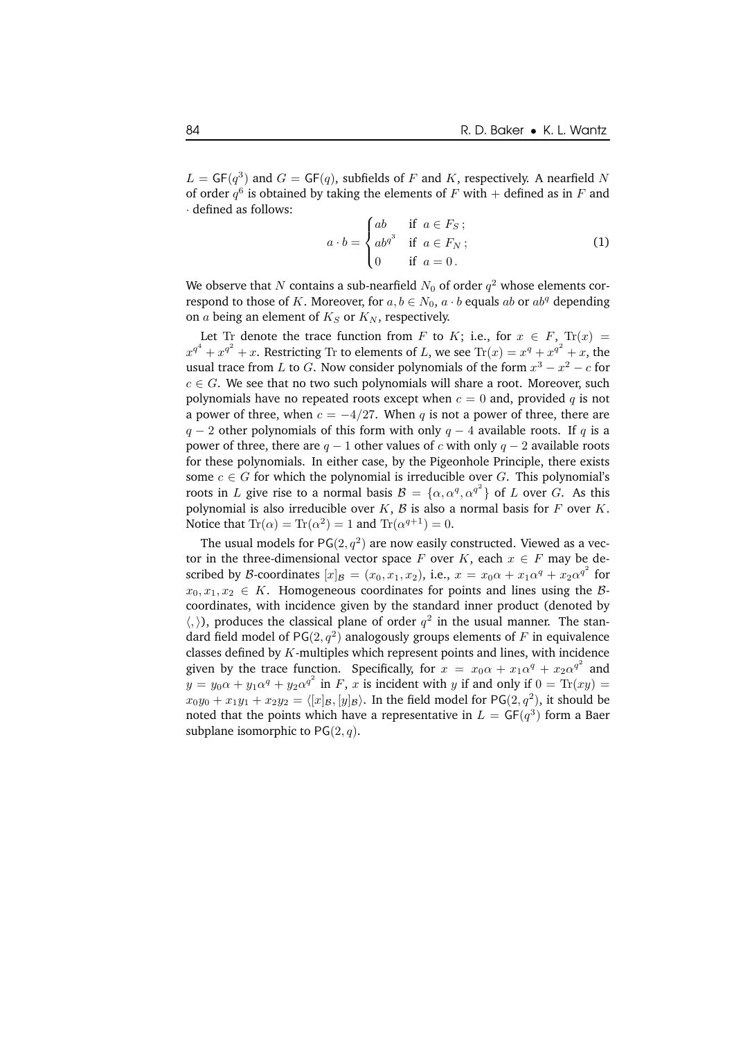$L = \mathsf{GF}(q^3)$ and $G = \mathsf{GF}(q)$, subfields of $F$ and $K$, respectively. A nearfield $N$ of order $q^6$ is obtained by taking the elements of $F$ with $+$ defined as in $F$ and $\cdot$ defined as follows:

$$a \cdot b = \begin{cases} ab & \text{if } a \in F_S\,; \\ ab^{q^3} & \text{if } a \in F_N\,; \\ 0 & \text{if } a = 0\,. \end{cases} \tag{1}$$

We observe that $N$ contains a sub-nearfield $N_0$ of order $q^2$ whose elements correspond to those of $K$. Moreover, for $a, b \in N_0$, $a \cdot b$ equals $ab$ or $ab^q$ depending on $a$ being an element of $K_S$ or $K_N$, respectively.

Let $\mathrm{Tr}$ denote the trace function from $F$ to $K$; i.e., for $x \in F$, $\mathrm{Tr}(x) = x^{q^4} + x^{q^2} + x$. Restricting $\mathrm{Tr}$ to elements of $L$, we see $\mathrm{Tr}(x) = x^q + x^{q^2} + x$, the usual trace from $L$ to $G$. Now consider polynomials of the form $x^3 - x^2 - c$ for $c \in G$. We see that no two such polynomials will share a root. Moreover, such polynomials have no repeated roots except when $c = 0$ and, provided $q$ is not a power of three, when $c = -4/27$. When $q$ is not a power of three, there are $q - 2$ other polynomials of this form with only $q - 4$ available roots. If $q$ is a power of three, there are $q - 1$ other values of $c$ with only $q - 2$ available roots for these polynomials. In either case, by the Pigeonhole Principle, there exists some $c \in G$ for which the polynomial is irreducible over $G$. This polynomial's roots in $L$ give rise to a normal basis $\mathcal{B} = \{\alpha, \alpha^q, \alpha^{q^2}\}$ of $L$ over $G$. As this polynomial is also irreducible over $K$, $\mathcal{B}$ is also a normal basis for $F$ over $K$. Notice that $\mathrm{Tr}(\alpha) = \mathrm{Tr}(\alpha^2) = 1$ and $\mathrm{Tr}(\alpha^{q+1}) = 0$.

The usual models for $\mathsf{PG}(2, q^2)$ are now easily constructed. Viewed as a vector in the three-dimensional vector space $F$ over $K$, each $x \in F$ may be described by $\mathcal{B}$-coordinates $[x]_{\mathcal{B}} = (x_0, x_1, x_2)$, i.e., $x = x_0\alpha + x_1\alpha^q + x_2\alpha^{q^2}$ for $x_0, x_1, x_2 \in K$. Homogeneous coordinates for points and lines using the $\mathcal{B}$-coordinates, with incidence given by the standard inner product (denoted by $\langle , \rangle$), produces the classical plane of order $q^2$ in the usual manner. The standard field model of $\mathsf{PG}(2, q^2)$ analogously groups elements of $F$ in equivalence classes defined by $K$-multiples which represent points and lines, with incidence given by the trace function. Specifically, for $x = x_0\alpha + x_1\alpha^q + x_2\alpha^{q^2}$ and $y = y_0\alpha + y_1\alpha^q + y_2\alpha^{q^2}$ in $F$, $x$ is incident with $y$ if and only if $0 = \mathrm{Tr}(xy) = x_0y_0 + x_1y_1 + x_2y_2 = \langle [x]_{\mathcal{B}}, [y]_{\mathcal{B}} \rangle$. In the field model for $\mathsf{PG}(2, q^2)$, it should be noted that the points which have a representative in $L = \mathsf{GF}(q^3)$ form a Baer subplane isomorphic to $\mathsf{PG}(2, q)$.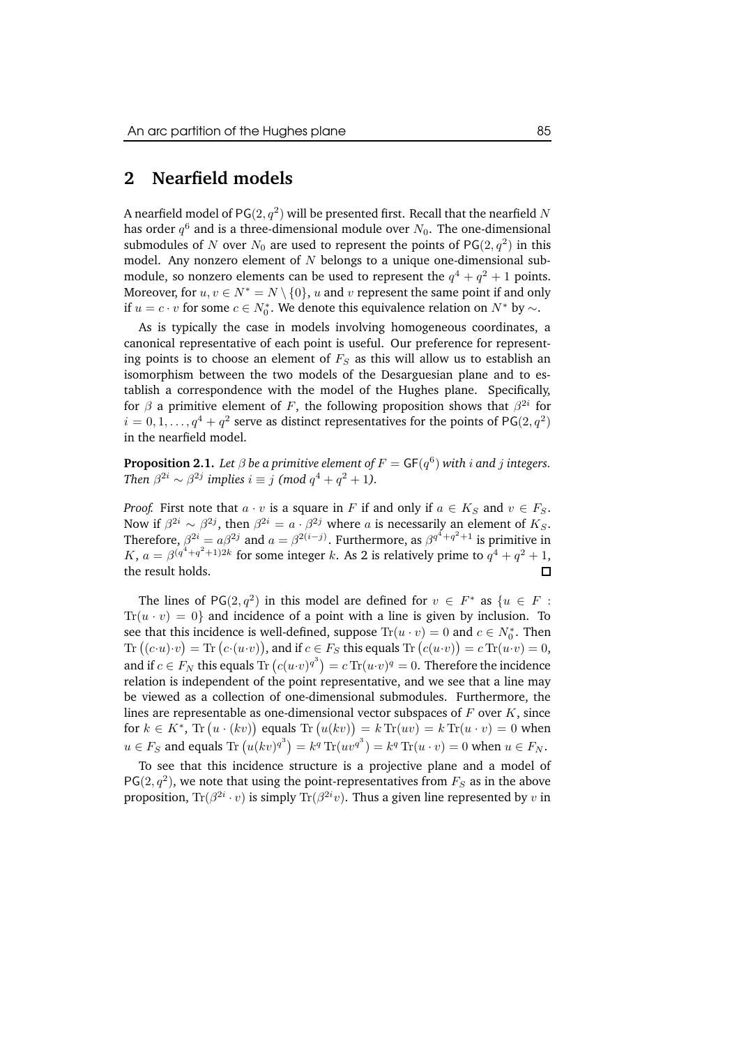## 2 Nearfield models

A nearfield model of $\mathsf{PG}(2,q^2)$ will be presented first. Recall that the nearfield $N$ has order $q^6$ and is a three-dimensional module over $N_0$. The one-dimensional submodules of $N$ over $N_0$ are used to represent the points of $\mathsf{PG}(2,q^2)$ in this model. Any nonzero element of $N$ belongs to a unique one-dimensional submodule, so nonzero elements can be used to represent the $q^4+q^2+1$ points. Moreover, for $u,v \in N^* = N \setminus \{0\}$, $u$ and $v$ represent the same point if and only if $u = c \cdot v$ for some $c \in N_0^*$. We denote this equivalence relation on $N^*$ by $\sim$.

As is typically the case in models involving homogeneous coordinates, a canonical representative of each point is useful. Our preference for representing points is to choose an element of $F_S$ as this will allow us to establish an isomorphism between the two models of the Desarguesian plane and to establish a correspondence with the model of the Hughes plane. Specifically, for $\beta$ a primitive element of $F$, the following proposition shows that $\beta^{2i}$ for $i = 0,1,\ldots,q^4+q^2$ serve as distinct representatives for the points of $\mathsf{PG}(2,q^2)$ in the nearfield model.

**Proposition 2.1.** *Let $\beta$ be a primitive element of $F = \mathsf{GF}(q^6)$ with $i$ and $j$ integers. Then $\beta^{2i} \sim \beta^{2j}$ implies $i \equiv j$ (mod $q^4+q^2+1$).*

*Proof.* First note that $a \cdot v$ is a square in $F$ if and only if $a \in K_S$ and $v \in F_S$. Now if $\beta^{2i} \sim \beta^{2j}$, then $\beta^{2i} = a \cdot \beta^{2j}$ where $a$ is necessarily an element of $K_S$. Therefore, $\beta^{2i} = a\beta^{2j}$ and $a = \beta^{2(i-j)}$. Furthermore, as $\beta^{q^4+q^2+1}$ is primitive in $K$, $a = \beta^{(q^4+q^2+1)2k}$ for some integer $k$. As 2 is relatively prime to $q^4+q^2+1$, the result holds. □

The lines of $\mathsf{PG}(2,q^2)$ in this model are defined for $v \in F^*$ as $\{u \in F : \mathrm{Tr}(u \cdot v) = 0\}$ and incidence of a point with a line is given by inclusion. To see that this incidence is well-defined, suppose $\mathrm{Tr}(u \cdot v) = 0$ and $c \in N_0^*$. Then $\mathrm{Tr}\left((c \cdot u) \cdot v\right) = \mathrm{Tr}\left(c \cdot (u \cdot v)\right)$, and if $c \in F_S$ this equals $\mathrm{Tr}\left(c(u \cdot v)\right) = c\,\mathrm{Tr}(u \cdot v) = 0$, and if $c \in F_N$ this equals $\mathrm{Tr}\left(c(u \cdot v)^{q^3}\right) = c\,\mathrm{Tr}(u \cdot v)^q = 0$. Therefore the incidence relation is independent of the point representative, and we see that a line may be viewed as a collection of one-dimensional submodules. Furthermore, the lines are representable as one-dimensional vector subspaces of $F$ over $K$, since for $k \in K^*$, $\mathrm{Tr}\left(u \cdot (kv)\right)$ equals $\mathrm{Tr}\left(u(kv)\right) = k\,\mathrm{Tr}(uv) = k\,\mathrm{Tr}(u \cdot v) = 0$ when $u \in F_S$ and equals $\mathrm{Tr}\left(u(kv)^{q^3}\right) = k^q\,\mathrm{Tr}(uv^{q^3}) = k^q\,\mathrm{Tr}(u \cdot v) = 0$ when $u \in F_N$.

To see that this incidence structure is a projective plane and a model of $\mathsf{PG}(2,q^2)$, we note that using the point-representatives from $F_S$ as in the above proposition, $\mathrm{Tr}(\beta^{2i} \cdot v)$ is simply $\mathrm{Tr}(\beta^{2i}v)$. Thus a given line represented by $v$ in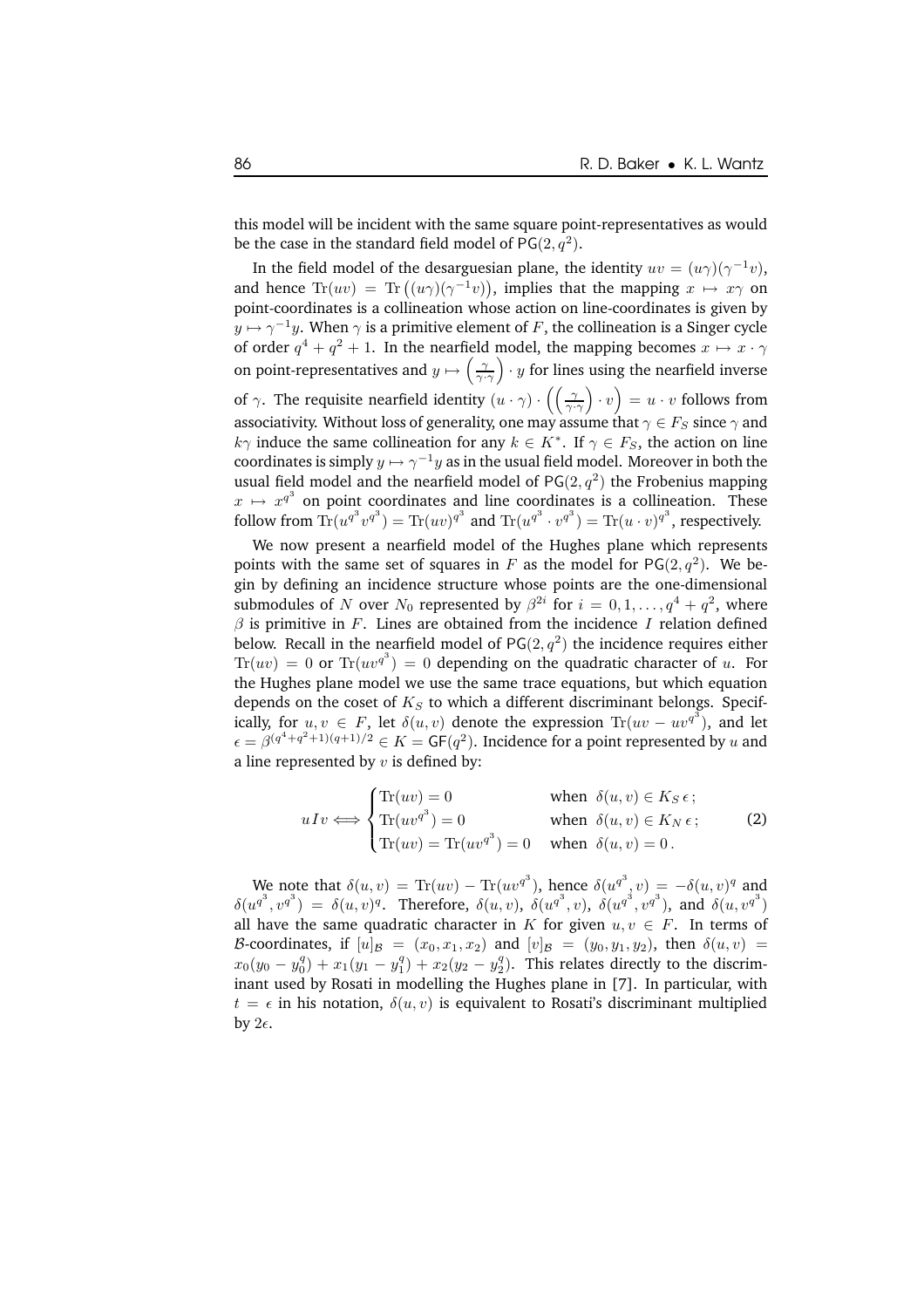this model will be incident with the same square point-representatives as would be the case in the standard field model of $\mathsf{PG}(2, q^2)$.

In the field model of the desarguesian plane, the identity $uv = (u\gamma)(\gamma^{-1}v)$, and hence $\mathrm{Tr}(uv) = \mathrm{Tr}\left((u\gamma)(\gamma^{-1}v)\right)$, implies that the mapping $x \mapsto x\gamma$ on point-coordinates is a collineation whose action on line-coordinates is given by $y \mapsto \gamma^{-1}y$. When $\gamma$ is a primitive element of $F$, the collineation is a Singer cycle of order $q^4 + q^2 + 1$. In the nearfield model, the mapping becomes $x \mapsto x \cdot \gamma$ on point-representatives and $y \mapsto \left(\frac{\gamma}{\gamma \cdot \gamma}\right) \cdot y$ for lines using the nearfield inverse of $\gamma$. The requisite nearfield identity $(u \cdot \gamma) \cdot \left(\left(\frac{\gamma}{\gamma \cdot \gamma}\right) \cdot v\right) = u \cdot v$ follows from associativity. Without loss of generality, one may assume that $\gamma \in F_S$ since $\gamma$ and $k\gamma$ induce the same collineation for any $k \in K^*$. If $\gamma \in F_S$, the action on line coordinates is simply $y \mapsto \gamma^{-1}y$ as in the usual field model. Moreover in both the usual field model and the nearfield model of $\mathsf{PG}(2, q^2)$ the Frobenius mapping $x \mapsto x^{q^3}$ on point coordinates and line coordinates is a collineation. These follow from $\mathrm{Tr}(u^{q^3}v^{q^3}) = \mathrm{Tr}(uv)^{q^3}$ and $\mathrm{Tr}(u^{q^3} \cdot v^{q^3}) = \mathrm{Tr}(u \cdot v)^{q^3}$, respectively.

We now present a nearfield model of the Hughes plane which represents points with the same set of squares in $F$ as the model for $\mathsf{PG}(2, q^2)$. We begin by defining an incidence structure whose points are the one-dimensional submodules of $N$ over $N_0$ represented by $\beta^{2i}$ for $i = 0, 1, \ldots, q^4 + q^2$, where $\beta$ is primitive in $F$. Lines are obtained from the incidence $I$ relation defined below. Recall in the nearfield model of $\mathsf{PG}(2, q^2)$ the incidence requires either $\mathrm{Tr}(uv) = 0$ or $\mathrm{Tr}(uv^{q^3}) = 0$ depending on the quadratic character of $u$. For the Hughes plane model we use the same trace equations, but which equation depends on the coset of $K_S$ to which a different discriminant belongs. Specifically, for $u, v \in F$, let $\delta(u, v)$ denote the expression $\mathrm{Tr}(uv - uv^{q^3})$, and let $\epsilon = \beta^{(q^4+q^2+1)(q+1)/2} \in K = \mathsf{GF}(q^2)$. Incidence for a point represented by $u$ and a line represented by $v$ is defined by:

$$
uIv \iff \begin{cases} \mathrm{Tr}(uv) = 0 & \text{when } \delta(u, v) \in K_S\,\epsilon\,; \\ \mathrm{Tr}(uv^{q^3}) = 0 & \text{when } \delta(u, v) \in K_N\,\epsilon\,; \\ \mathrm{Tr}(uv) = \mathrm{Tr}(uv^{q^3}) = 0 & \text{when } \delta(u, v) = 0\,. \end{cases} \tag{2}
$$

We note that $\delta(u, v) = \mathrm{Tr}(uv) - \mathrm{Tr}(uv^{q^3})$, hence $\delta(u^{q^3}, v) = -\delta(u, v)^q$ and $\delta(u^{q^3}, v^{q^3}) = \delta(u, v)^q$. Therefore, $\delta(u, v)$, $\delta(u^{q^3}, v)$, $\delta(u^{q^3}, v^{q^3})$, and $\delta(u, v^{q^3})$ all have the same quadratic character in $K$ for given $u, v \in F$. In terms of $\mathcal{B}$-coordinates, if $[u]_{\mathcal{B}} = (x_0, x_1, x_2)$ and $[v]_{\mathcal{B}} = (y_0, y_1, y_2)$, then $\delta(u, v) = x_0(y_0 - y_0^q) + x_1(y_1 - y_1^q) + x_2(y_2 - y_2^q)$. This relates directly to the discriminant used by Rosati in modelling the Hughes plane in [7]. In particular, with $t = \epsilon$ in his notation, $\delta(u, v)$ is equivalent to Rosati's discriminant multiplied by $2\epsilon$.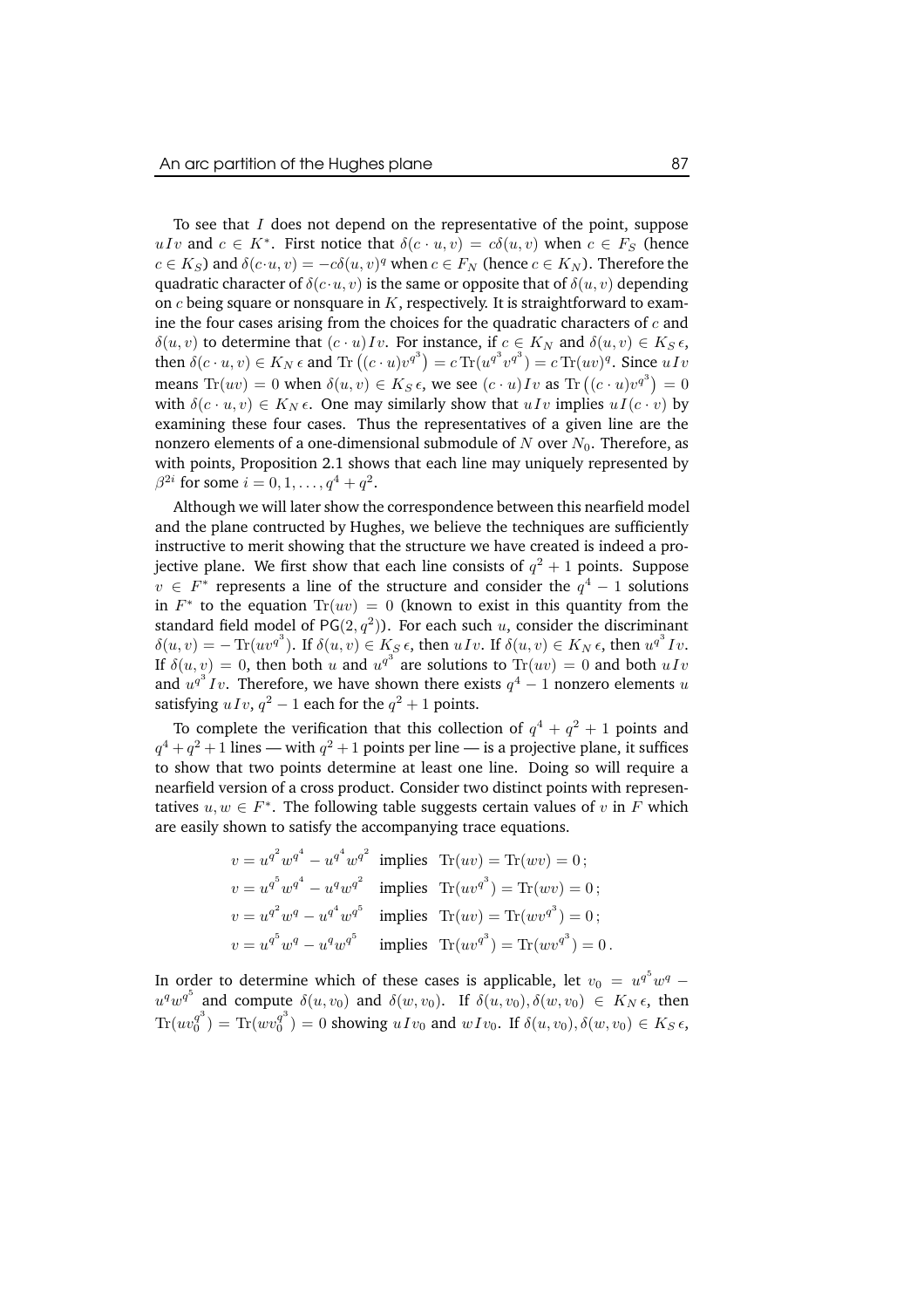To see that $I$ does not depend on the representative of the point, suppose $uIv$ and $c \in K^*$. First notice that $\delta(c \cdot u, v) = c\delta(u, v)$ when $c \in F_S$ (hence $c \in K_S$) and $\delta(c \cdot u, v) = -c\delta(u, v)^q$ when $c \in F_N$ (hence $c \in K_N$). Therefore the quadratic character of $\delta(c \cdot u, v)$ is the same or opposite that of $\delta(u, v)$ depending on $c$ being square or nonsquare in $K$, respectively. It is straightforward to examine the four cases arising from the choices for the quadratic characters of $c$ and $\delta(u, v)$ to determine that $(c \cdot u)Iv$. For instance, if $c \in K_N$ and $\delta(u, v) \in K_S\,\epsilon$, then $\delta(c \cdot u, v) \in K_N\,\epsilon$ and $\mathrm{Tr}\left((c \cdot u)v^{q^3}\right) = c\,\mathrm{Tr}(u^{q^3}v^{q^3}) = c\,\mathrm{Tr}(uv)^q$. Since $uIv$ means $\mathrm{Tr}(uv) = 0$ when $\delta(u, v) \in K_S\,\epsilon$, we see $(c \cdot u)Iv$ as $\mathrm{Tr}\left((c \cdot u)v^{q^3}\right) = 0$ with $\delta(c \cdot u, v) \in K_N\,\epsilon$. One may similarly show that $uIv$ implies $uI(c \cdot v)$ by examining these four cases. Thus the representatives of a given line are the nonzero elements of a one-dimensional submodule of $N$ over $N_0$. Therefore, as with points, Proposition 2.1 shows that each line may uniquely represented by $\beta^{2i}$ for some $i = 0, 1, \ldots, q^4 + q^2$.

Although we will later show the correspondence between this nearfield model and the plane contructed by Hughes, we believe the techniques are sufficiently instructive to merit showing that the structure we have created is indeed a projective plane. We first show that each line consists of $q^2 + 1$ points. Suppose $v \in F^*$ represents a line of the structure and consider the $q^4 - 1$ solutions in $F^*$ to the equation $\mathrm{Tr}(uv) = 0$ (known to exist in this quantity from the standard field model of $\mathsf{PG}(2, q^2)$). For each such $u$, consider the discriminant $\delta(u, v) = -\mathrm{Tr}(uv^{q^3})$. If $\delta(u, v) \in K_S\,\epsilon$, then $uIv$. If $\delta(u, v) \in K_N\,\epsilon$, then $u^{q^3}Iv$. If $\delta(u, v) = 0$, then both $u$ and $u^{q^3}$ are solutions to $\mathrm{Tr}(uv) = 0$ and both $uIv$ and $u^{q^3}Iv$. Therefore, we have shown there exists $q^4 - 1$ nonzero elements $u$ satisfying $uIv$, $q^2 - 1$ each for the $q^2 + 1$ points.

To complete the verification that this collection of $q^4 + q^2 + 1$ points and $q^4 + q^2 + 1$ lines — with $q^2 + 1$ points per line — is a projective plane, it suffices to show that two points determine at least one line. Doing so will require a nearfield version of a cross product. Consider two distinct points with representatives $u, w \in F^*$. The following table suggests certain values of $v$ in $F$ which are easily shown to satisfy the accompanying trace equations.

$$
\begin{aligned}
v &= u^{q^2}w^{q^4} - u^{q^4}w^{q^2} && \text{implies} \quad \mathrm{Tr}(uv) = \mathrm{Tr}(wv) = 0\,;\\
v &= u^{q^5}w^{q^4} - u^{q}w^{q^2} && \text{implies} \quad \mathrm{Tr}(uv^{q^3}) = \mathrm{Tr}(wv) = 0\,;\\
v &= u^{q^2}w^{q} - u^{q^4}w^{q^5} && \text{implies} \quad \mathrm{Tr}(uv) = \mathrm{Tr}(wv^{q^3}) = 0\,;\\
v &= u^{q^5}w^{q} - u^{q}w^{q^5} && \text{implies} \quad \mathrm{Tr}(uv^{q^3}) = \mathrm{Tr}(wv^{q^3}) = 0\,.
\end{aligned}
$$

In order to determine which of these cases is applicable, let $v_0 = u^{q^5}w^{q} - u^{q}w^{q^5}$ and compute $\delta(u, v_0)$ and $\delta(w, v_0)$. If $\delta(u, v_0), \delta(w, v_0) \in K_N\,\epsilon$, then $\mathrm{Tr}(uv_0^{q^3}) = \mathrm{Tr}(wv_0^{q^3}) = 0$ showing $uIv_0$ and $wIv_0$. If $\delta(u, v_0), \delta(w, v_0) \in K_S\,\epsilon$,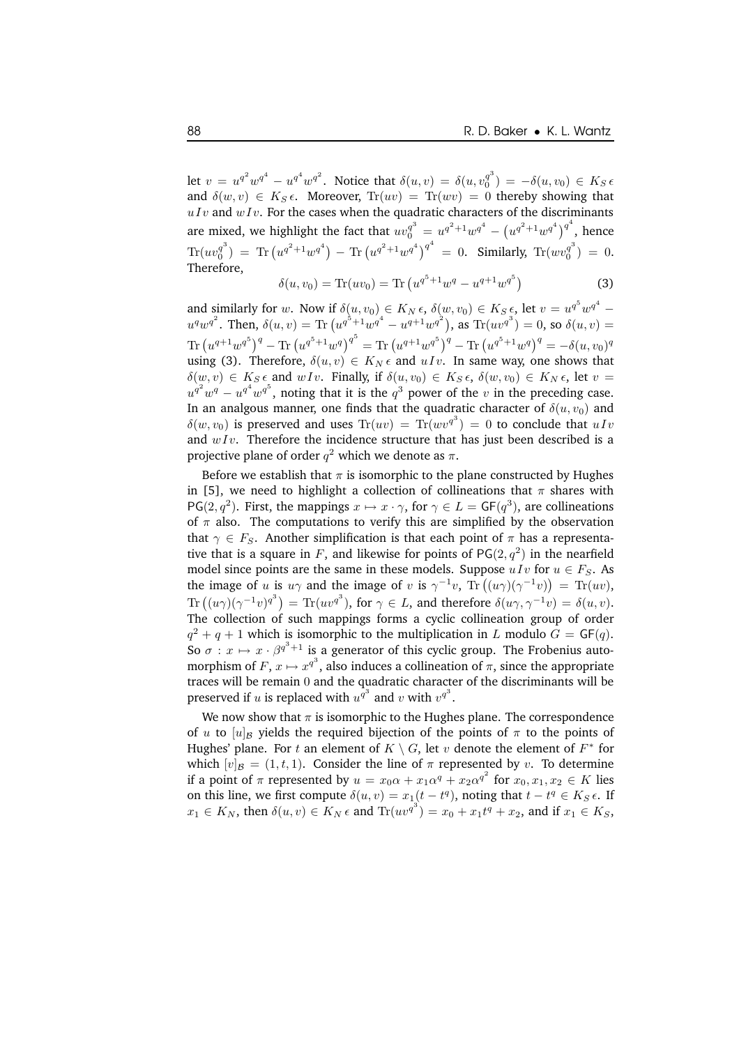let $v = u^{q^2} w^{q^4} - u^{q^4} w^{q^2}$. Notice that $\delta(u, v) = \delta(u, v_0^{q^3}) = -\delta(u, v_0) \in K_S\,\epsilon$ and $\delta(w, v) \in K_S\,\epsilon$. Moreover, $\mathrm{Tr}(uv) = \mathrm{Tr}(wv) = 0$ thereby showing that $uIv$ and $wIv$. For the cases when the quadratic characters of the discriminants are mixed, we highlight the fact that $uv_0^{q^3} = u^{q^2+1} w^{q^4} - \left(u^{q^2+1} w^{q^4}\right)^{q^4}$, hence $\mathrm{Tr}(uv_0^{q^3}) = \mathrm{Tr}\left(u^{q^2+1} w^{q^4}\right) - \mathrm{Tr}\left(u^{q^2+1} w^{q^4}\right)^{q^4} = 0$. Similarly, $\mathrm{Tr}(wv_0^{q^3}) = 0$. Therefore,

$$\delta(u, v_0) = \mathrm{Tr}(uv_0) = \mathrm{Tr}\left(u^{q^5+1} w^{q} - u^{q+1} w^{q^5}\right) \tag{3}$$

and similarly for $w$. Now if $\delta(u, v_0) \in K_N\,\epsilon$, $\delta(w, v_0) \in K_S\,\epsilon$, let $v = u^{q^5} w^{q^4} - u^{q} w^{q^2}$. Then, $\delta(u, v) = \mathrm{Tr}\left(u^{q^5+1} w^{q^4} - u^{q+1} w^{q^2}\right)$, as $\mathrm{Tr}(uv^{q^3}) = 0$, so $\delta(u, v) = \mathrm{Tr}\left(u^{q+1} w^{q^5}\right)^{q} - \mathrm{Tr}\left(u^{q^5+1} w^{q}\right)^{q^5} = \mathrm{Tr}\left(u^{q+1} w^{q^5}\right)^{q} - \mathrm{Tr}\left(u^{q^5+1} w^{q}\right)^{q} = -\delta(u, v_0)^{q}$ using (3). Therefore, $\delta(u, v) \in K_N\,\epsilon$ and $uIv$. In same way, one shows that $\delta(w, v) \in K_S\,\epsilon$ and $wIv$. Finally, if $\delta(u, v_0) \in K_S\,\epsilon$, $\delta(w, v_0) \in K_N\,\epsilon$, let $v = u^{q^2} w^{q} - u^{q^4} w^{q^5}$, noting that it is the $q^3$ power of the $v$ in the preceding case. In an analgous manner, one finds that the quadratic character of $\delta(u, v_0)$ and $\delta(w, v_0)$ is preserved and uses $\mathrm{Tr}(uv) = \mathrm{Tr}(wv^{q^3}) = 0$ to conclude that $uIv$ and $wIv$. Therefore the incidence structure that has just been described is a projective plane of order $q^2$ which we denote as $\pi$.

Before we establish that $\pi$ is isomorphic to the plane constructed by Hughes in [5], we need to highlight a collection of collineations that $\pi$ shares with $\mathsf{PG}(2, q^2)$. First, the mappings $x \mapsto x \cdot \gamma$, for $\gamma \in L = \mathsf{GF}(q^3)$, are collineations of $\pi$ also. The computations to verify this are simplified by the observation that $\gamma \in F_S$. Another simplification is that each point of $\pi$ has a representative that is a square in $F$, and likewise for points of $\mathsf{PG}(2, q^2)$ in the nearfield model since points are the same in these models. Suppose $uIv$ for $u \in F_S$. As the image of $u$ is $u\gamma$ and the image of $v$ is $\gamma^{-1}v$, $\mathrm{Tr}\left((u\gamma)(\gamma^{-1}v)\right) = \mathrm{Tr}(uv)$, $\mathrm{Tr}\left((u\gamma)(\gamma^{-1}v)^{q^3}\right) = \mathrm{Tr}(uv^{q^3})$, for $\gamma \in L$, and therefore $\delta(u\gamma, \gamma^{-1}v) = \delta(u, v)$. The collection of such mappings forms a cyclic collineation group of order $q^2 + q + 1$ which is isomorphic to the multiplication in $L$ modulo $G = \mathsf{GF}(q)$. So $\sigma : x \mapsto x \cdot \beta^{q^3+1}$ is a generator of this cyclic group. The Frobenius automorphism of $F$, $x \mapsto x^{q^3}$, also induces a collineation of $\pi$, since the appropriate traces will be remain $0$ and the quadratic character of the discriminants will be preserved if $u$ is replaced with $u^{q^3}$ and $v$ with $v^{q^3}$.

We now show that $\pi$ is isomorphic to the Hughes plane. The correspondence of $u$ to $[u]_{\mathcal{B}}$ yields the required bijection of the points of $\pi$ to the points of Hughes' plane. For $t$ an element of $K \setminus G$, let $v$ denote the element of $F^*$ for which $[v]_{\mathcal{B}} = (1, t, 1)$. Consider the line of $\pi$ represented by $v$. To determine if a point of $\pi$ represented by $u = x_0\alpha + x_1\alpha^q + x_2\alpha^{q^2}$ for $x_0, x_1, x_2 \in K$ lies on this line, we first compute $\delta(u, v) = x_1(t - t^q)$, noting that $t - t^q \in K_S\,\epsilon$. If $x_1 \in K_N$, then $\delta(u, v) \in K_N\,\epsilon$ and $\mathrm{Tr}(uv^{q^3}) = x_0 + x_1 t^q + x_2$, and if $x_1 \in K_S$,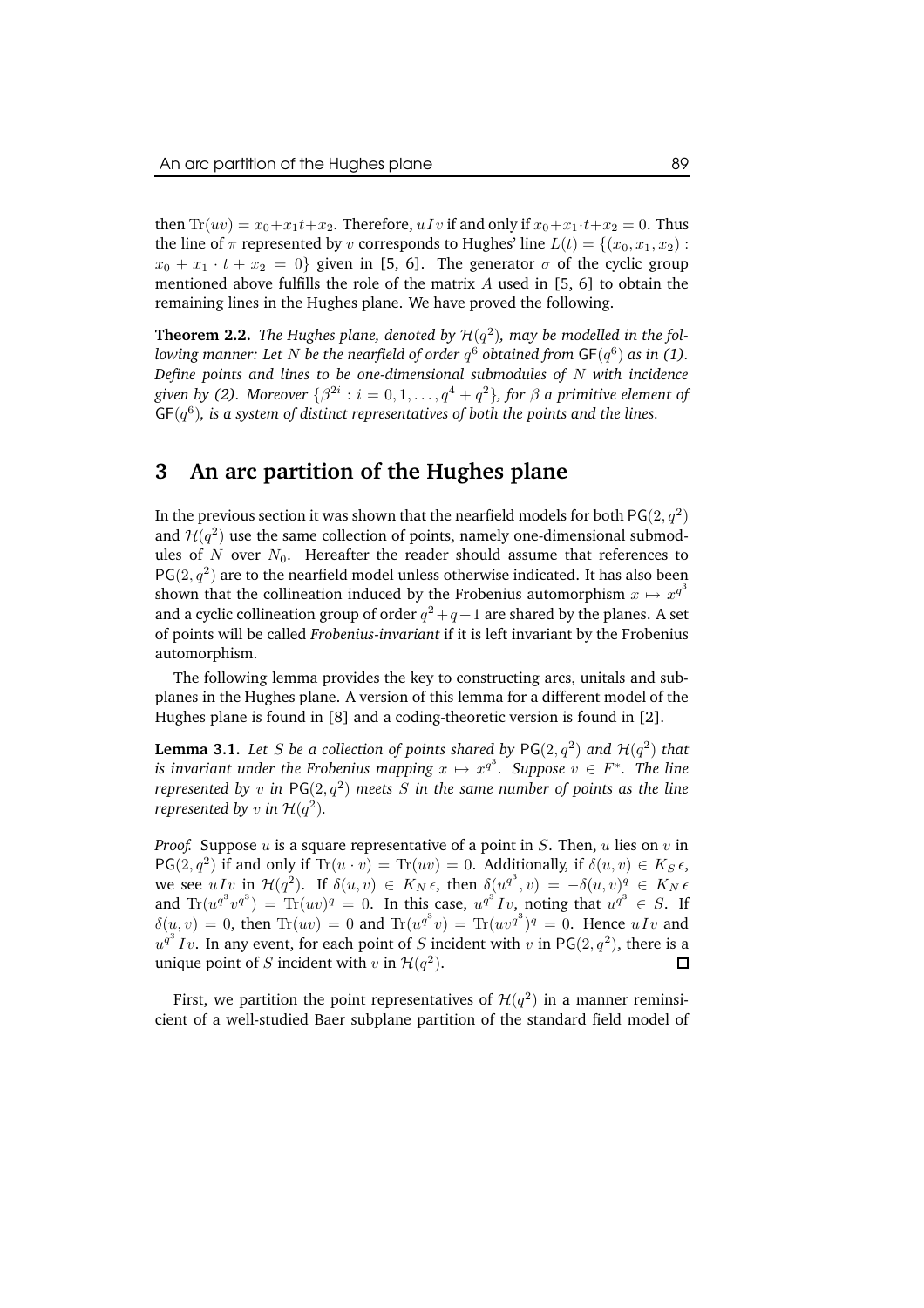then $\mathrm{Tr}(uv) = x_0 + x_1 t + x_2$. Therefore, $u I v$ if and only if $x_0 + x_1 \cdot t + x_2 = 0$. Thus the line of $\pi$ represented by $v$ corresponds to Hughes' line $L(t) = \{(x_0, x_1, x_2) : x_0 + x_1 \cdot t + x_2 = 0\}$ given in [5, 6]. The generator $\sigma$ of the cyclic group mentioned above fulfills the role of the matrix $A$ used in [5, 6] to obtain the remaining lines in the Hughes plane. We have proved the following.

**Theorem 2.2.** *The Hughes plane, denoted by $\mathcal{H}(q^2)$, may be modelled in the following manner: Let $N$ be the nearfield of order $q^6$ obtained from $\mathsf{GF}(q^6)$ as in (1). Define points and lines to be one-dimensional submodules of $N$ with incidence given by (2). Moreover $\{\beta^{2i} : i = 0, 1, \ldots, q^4 + q^2\}$, for $\beta$ a primitive element of $\mathsf{GF}(q^6)$, is a system of distinct representatives of both the points and the lines.*

## 3 An arc partition of the Hughes plane

In the previous section it was shown that the nearfield models for both $\mathsf{PG}(2, q^2)$ and $\mathcal{H}(q^2)$ use the same collection of points, namely one-dimensional submodules of $N$ over $N_0$. Hereafter the reader should assume that references to $\mathsf{PG}(2, q^2)$ are to the nearfield model unless otherwise indicated. It has also been shown that the collineation induced by the Frobenius automorphism $x \mapsto x^{q^3}$ and a cyclic collineation group of order $q^2+q+1$ are shared by the planes. A set of points will be called *Frobenius-invariant* if it is left invariant by the Frobenius automorphism.

The following lemma provides the key to constructing arcs, unitals and subplanes in the Hughes plane. A version of this lemma for a different model of the Hughes plane is found in [8] and a coding-theoretic version is found in [2].

**Lemma 3.1.** *Let $S$ be a collection of points shared by $\mathsf{PG}(2, q^2)$ and $\mathcal{H}(q^2)$ that is invariant under the Frobenius mapping $x \mapsto x^{q^3}$. Suppose $v \in F^*$. The line represented by $v$ in $\mathsf{PG}(2, q^2)$ meets $S$ in the same number of points as the line represented by $v$ in $\mathcal{H}(q^2)$.*

*Proof.* Suppose $u$ is a square representative of a point in $S$. Then, $u$ lies on $v$ in $\mathsf{PG}(2, q^2)$ if and only if $\mathrm{Tr}(u \cdot v) = \mathrm{Tr}(uv) = 0$. Additionally, if $\delta(u, v) \in K_S\,\epsilon$, we see $u I v$ in $\mathcal{H}(q^2)$. If $\delta(u, v) \in K_N\,\epsilon$, then $\delta(u^{q^3}, v) = -\delta(u, v)^q \in K_N\,\epsilon$ and $\mathrm{Tr}(u^{q^3} v^{q^3}) = \mathrm{Tr}(uv)^q = 0$. In this case, $u^{q^3} I v$, noting that $u^{q^3} \in S$. If $\delta(u, v) = 0$, then $\mathrm{Tr}(uv) = 0$ and $\mathrm{Tr}(u^{q^3} v) = \mathrm{Tr}(uv^{q^3})^q = 0$. Hence $u I v$ and $u^{q^3} I v$. In any event, for each point of $S$ incident with $v$ in $\mathsf{PG}(2, q^2)$, there is a unique point of $S$ incident with $v$ in $\mathcal{H}(q^2)$. $\square$

First, we partition the point representatives of $\mathcal{H}(q^2)$ in a manner reminsicient of a well-studied Baer subplane partition of the standard field model of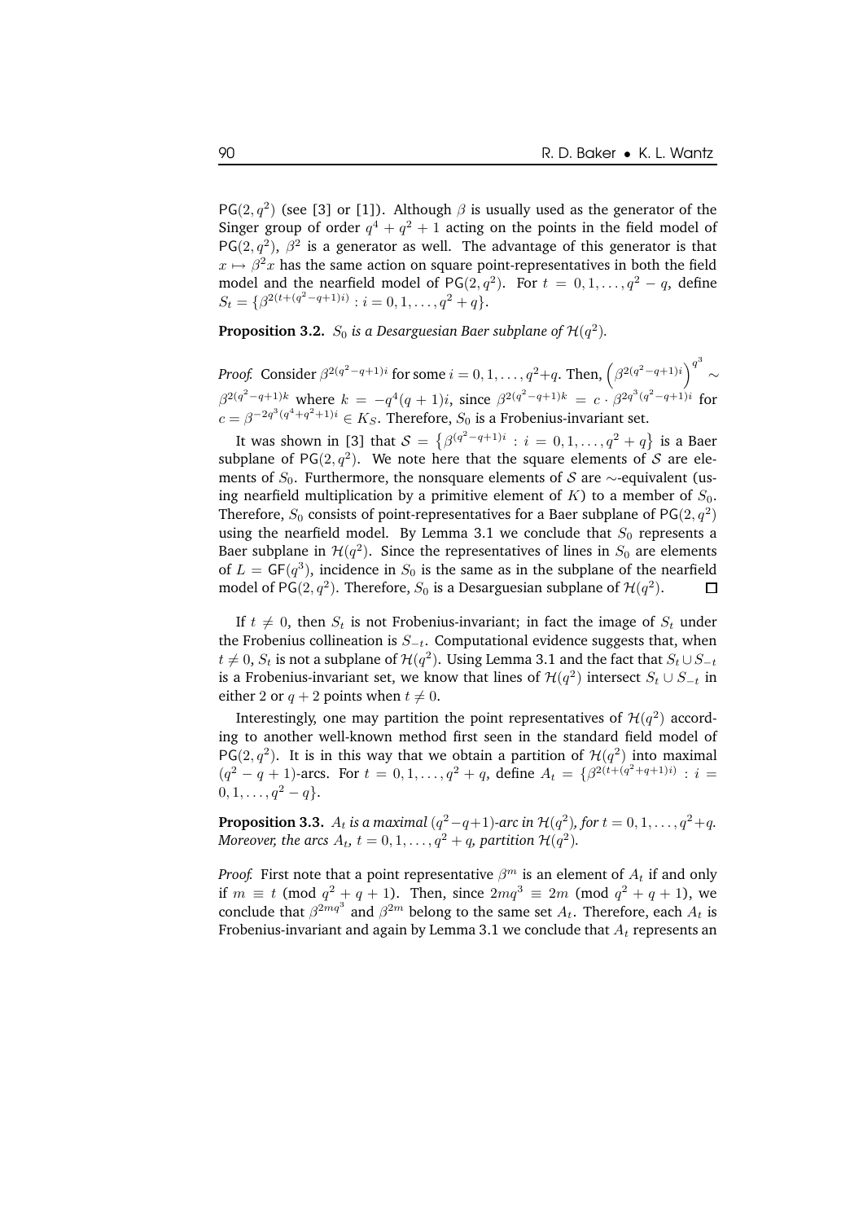$\mathsf{PG}(2, q^2)$ (see [3] or [1]). Although $\beta$ is usually used as the generator of the Singer group of order $q^4 + q^2 + 1$ acting on the points in the field model of $\mathsf{PG}(2, q^2)$, $\beta^2$ is a generator as well. The advantage of this generator is that $x \mapsto \beta^2 x$ has the same action on square point-representatives in both the field model and the nearfield model of $\mathsf{PG}(2, q^2)$. For $t = 0, 1, \ldots, q^2 - q$, define $S_t = \{\beta^{2(t+(q^2-q+1)i)} : i = 0, 1, \ldots, q^2 + q\}$.

**Proposition 3.2.** *$S_0$ is a Desarguesian Baer subplane of $\mathcal{H}(q^2)$.*

*Proof.* Consider $\beta^{2(q^2-q+1)i}$ for some $i = 0, 1, \ldots, q^2+q$. Then, $\left(\beta^{2(q^2-q+1)i}\right)^{q^3} \sim \beta^{2(q^2-q+1)k}$ where $k = -q^4(q+1)i$, since $\beta^{2(q^2-q+1)k} = c \cdot \beta^{2q^3(q^2-q+1)i}$ for $c = \beta^{-2q^3(q^4+q^2+1)i} \in K_S$. Therefore, $S_0$ is a Frobenius-invariant set.

It was shown in [3] that $\mathcal{S} = \left\{\beta^{(q^2-q+1)i} : i = 0, 1, \ldots, q^2 + q\right\}$ is a Baer subplane of $\mathsf{PG}(2, q^2)$. We note here that the square elements of $\mathcal{S}$ are elements of $S_0$. Furthermore, the nonsquare elements of $\mathcal{S}$ are $\sim$-equivalent (using nearfield multiplication by a primitive element of $K$) to a member of $S_0$. Therefore, $S_0$ consists of point-representatives for a Baer subplane of $\mathsf{PG}(2, q^2)$ using the nearfield model. By Lemma 3.1 we conclude that $S_0$ represents a Baer subplane in $\mathcal{H}(q^2)$. Since the representatives of lines in $S_0$ are elements of $L = \mathsf{GF}(q^3)$, incidence in $S_0$ is the same as in the subplane of the nearfield model of $\mathsf{PG}(2, q^2)$. Therefore, $S_0$ is a Desarguesian subplane of $\mathcal{H}(q^2)$. $\square$

If $t \neq 0$, then $S_t$ is not Frobenius-invariant; in fact the image of $S_t$ under the Frobenius collineation is $S_{-t}$. Computational evidence suggests that, when $t \neq 0$, $S_t$ is not a subplane of $\mathcal{H}(q^2)$. Using Lemma 3.1 and the fact that $S_t \cup S_{-t}$ is a Frobenius-invariant set, we know that lines of $\mathcal{H}(q^2)$ intersect $S_t \cup S_{-t}$ in either 2 or $q + 2$ points when $t \neq 0$.

Interestingly, one may partition the point representatives of $\mathcal{H}(q^2)$ according to another well-known method first seen in the standard field model of $\mathsf{PG}(2, q^2)$. It is in this way that we obtain a partition of $\mathcal{H}(q^2)$ into maximal $(q^2 - q + 1)$-arcs. For $t = 0, 1, \ldots, q^2 + q$, define $A_t = \{\beta^{2(t+(q^2+q+1)i)} : i = 0, 1, \ldots, q^2 - q\}$.

**Proposition 3.3.** *$A_t$ is a maximal $(q^2-q+1)$-arc in $\mathcal{H}(q^2)$, for $t = 0, 1, \ldots, q^2+q$. Moreover, the arcs $A_t$, $t = 0, 1, \ldots, q^2 + q$, partition $\mathcal{H}(q^2)$.*

*Proof.* First note that a point representative $\beta^m$ is an element of $A_t$ if and only if $m \equiv t \pmod{q^2 + q + 1}$. Then, since $2mq^3 \equiv 2m \pmod{q^2 + q + 1}$, we conclude that $\beta^{2mq^3}$ and $\beta^{2m}$ belong to the same set $A_t$. Therefore, each $A_t$ is Frobenius-invariant and again by Lemma 3.1 we conclude that $A_t$ represents an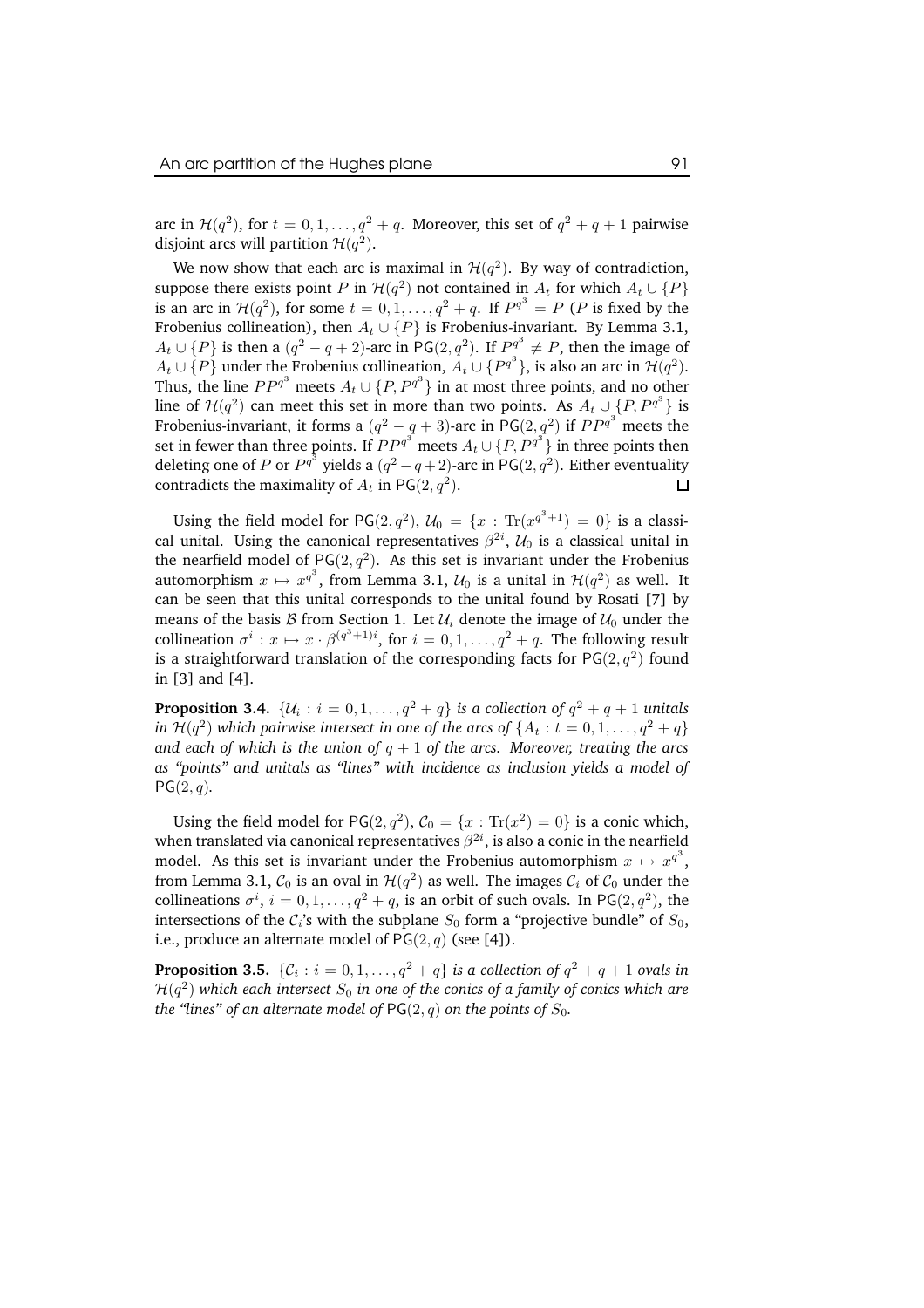arc in $\mathcal{H}(q^2)$, for $t = 0, 1, \ldots, q^2 + q$. Moreover, this set of $q^2 + q + 1$ pairwise disjoint arcs will partition $\mathcal{H}(q^2)$.

We now show that each arc is maximal in $\mathcal{H}(q^2)$. By way of contradiction, suppose there exists point $P$ in $\mathcal{H}(q^2)$ not contained in $A_t$ for which $A_t \cup \{P\}$ is an arc in $\mathcal{H}(q^2)$, for some $t = 0, 1, \ldots, q^2 + q$. If $P^{q^3} = P$ ($P$ is fixed by the Frobenius collineation), then $A_t \cup \{P\}$ is Frobenius-invariant. By Lemma 3.1, $A_t \cup \{P\}$ is then a $(q^2 - q + 2)$-arc in $\mathsf{PG}(2, q^2)$. If $P^{q^3} \neq P$, then the image of $A_t \cup \{P\}$ under the Frobenius collineation, $A_t \cup \{P^{q^3}\}$, is also an arc in $\mathcal{H}(q^2)$. Thus, the line $PP^{q^3}$ meets $A_t \cup \{P, P^{q^3}\}$ in at most three points, and no other line of $\mathcal{H}(q^2)$ can meet this set in more than two points. As $A_t \cup \{P, P^{q^3}\}$ is Frobenius-invariant, it forms a $(q^2 - q + 3)$-arc in $\mathsf{PG}(2, q^2)$ if $PP^{q^3}$ meets the set in fewer than three points. If $PP^{q^3}$ meets $A_t \cup \{P, P^{q^3}\}$ in three points then deleting one of $P$ or $P^{q^3}$ yields a $(q^2 - q + 2)$-arc in $\mathsf{PG}(2, q^2)$. Either eventuality contradicts the maximality of $A_t$ in $\mathsf{PG}(2, q^2)$. $\square$

Using the field model for $\mathsf{PG}(2, q^2)$, $\mathcal{U}_0 = \{x : \mathrm{Tr}(x^{q^3+1}) = 0\}$ is a classical unital. Using the canonical representatives $\beta^{2i}$, $\mathcal{U}_0$ is a classical unital in the nearfield model of $\mathsf{PG}(2, q^2)$. As this set is invariant under the Frobenius automorphism $x \mapsto x^{q^3}$, from Lemma 3.1, $\mathcal{U}_0$ is a unital in $\mathcal{H}(q^2)$ as well. It can be seen that this unital corresponds to the unital found by Rosati [7] by means of the basis $\mathcal{B}$ from Section 1. Let $\mathcal{U}_i$ denote the image of $\mathcal{U}_0$ under the collineation $\sigma^i : x \mapsto x \cdot \beta^{(q^3+1)i}$, for $i = 0, 1, \ldots, q^2 + q$. The following result is a straightforward translation of the corresponding facts for $\mathsf{PG}(2, q^2)$ found in [3] and [4].

**Proposition 3.4.** *$\{\mathcal{U}_i : i = 0, 1, \ldots, q^2 + q\}$ is a collection of $q^2 + q + 1$ unitals in $\mathcal{H}(q^2)$ which pairwise intersect in one of the arcs of $\{A_t : t = 0, 1, \ldots, q^2 + q\}$ and each of which is the union of $q + 1$ of the arcs. Moreover, treating the arcs as "points" and unitals as "lines" with incidence as inclusion yields a model of $\mathsf{PG}(2, q)$.*

Using the field model for $\mathsf{PG}(2, q^2)$, $\mathcal{C}_0 = \{x : \mathrm{Tr}(x^2) = 0\}$ is a conic which, when translated via canonical representatives $\beta^{2i}$, is also a conic in the nearfield model. As this set is invariant under the Frobenius automorphism $x \mapsto x^{q^3}$, from Lemma 3.1, $\mathcal{C}_0$ is an oval in $\mathcal{H}(q^2)$ as well. The images $\mathcal{C}_i$ of $\mathcal{C}_0$ under the collineations $\sigma^i$, $i = 0, 1, \ldots, q^2 + q$, is an orbit of such ovals. In $\mathsf{PG}(2, q^2)$, the intersections of the $\mathcal{C}_i$'s with the subplane $S_0$ form a "projective bundle" of $S_0$, i.e., produce an alternate model of $\mathsf{PG}(2, q)$ (see [4]).

**Proposition 3.5.** *$\{\mathcal{C}_i : i = 0, 1, \ldots, q^2 + q\}$ is a collection of $q^2 + q + 1$ ovals in $\mathcal{H}(q^2)$ which each intersect $S_0$ in one of the conics of a family of conics which are the "lines" of an alternate model of $\mathsf{PG}(2, q)$ on the points of $S_0$.*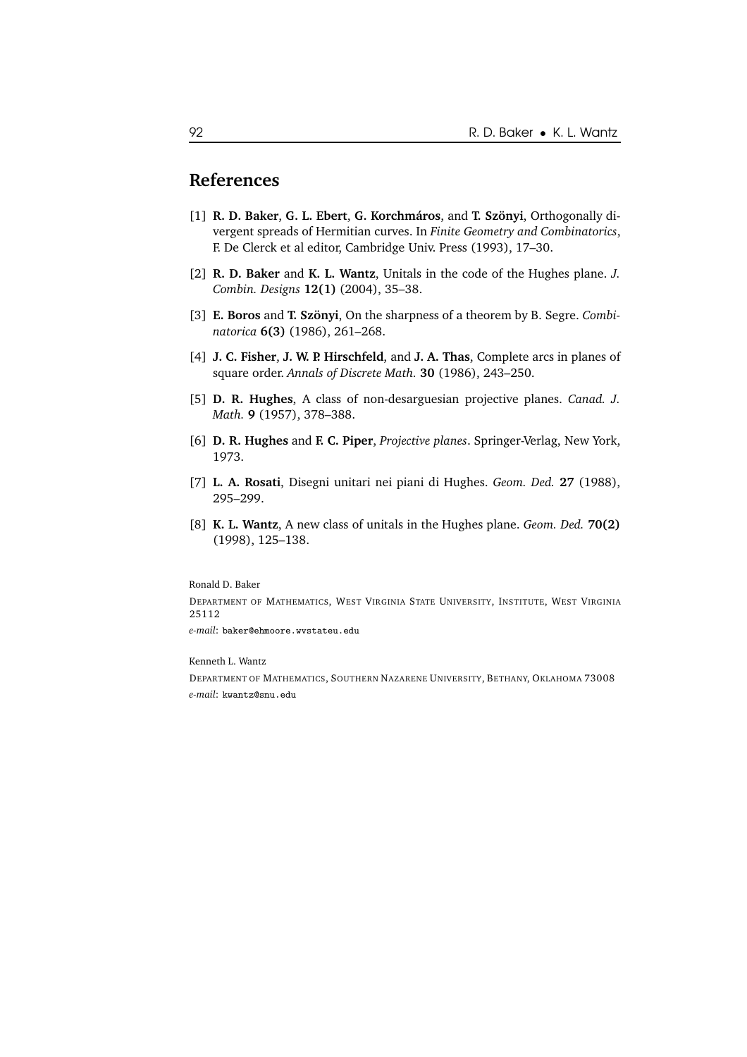## References

[1] **R. D. Baker**, **G. L. Ebert**, **G. Korchmáros**, and **T. Szönyi**, Orthogonally divergent spreads of Hermitian curves. In *Finite Geometry and Combinatorics*, F. De Clerck et al editor, Cambridge Univ. Press (1993), 17–30.

[2] **R. D. Baker** and **K. L. Wantz**, Unitals in the code of the Hughes plane. *J. Combin. Designs* **12(1)** (2004), 35–38.

[3] **E. Boros** and **T. Szönyi**, On the sharpness of a theorem by B. Segre. *Combinatorica* **6(3)** (1986), 261–268.

[4] **J. C. Fisher**, **J. W. P. Hirschfeld**, and **J. A. Thas**, Complete arcs in planes of square order. *Annals of Discrete Math.* **30** (1986), 243–250.

[5] **D. R. Hughes**, A class of non-desarguesian projective planes. *Canad. J. Math.* **9** (1957), 378–388.

[6] **D. R. Hughes** and **F. C. Piper**, *Projective planes*. Springer-Verlag, New York, 1973.

[7] **L. A. Rosati**, Disegni unitari nei piani di Hughes. *Geom. Ded.* **27** (1988), 295–299.

[8] **K. L. Wantz**, A new class of unitals in the Hughes plane. *Geom. Ded.* **70(2)** (1998), 125–138.

Ronald D. Baker

Department of Mathematics, West Virginia State University, Institute, West Virginia 25112

*e-mail*: baker@ehmoore.wvstateu.edu

Kenneth L. Wantz

Department of Mathematics, Southern Nazarene University, Bethany, Oklahoma 73008

*e-mail*: kwantz@snu.edu